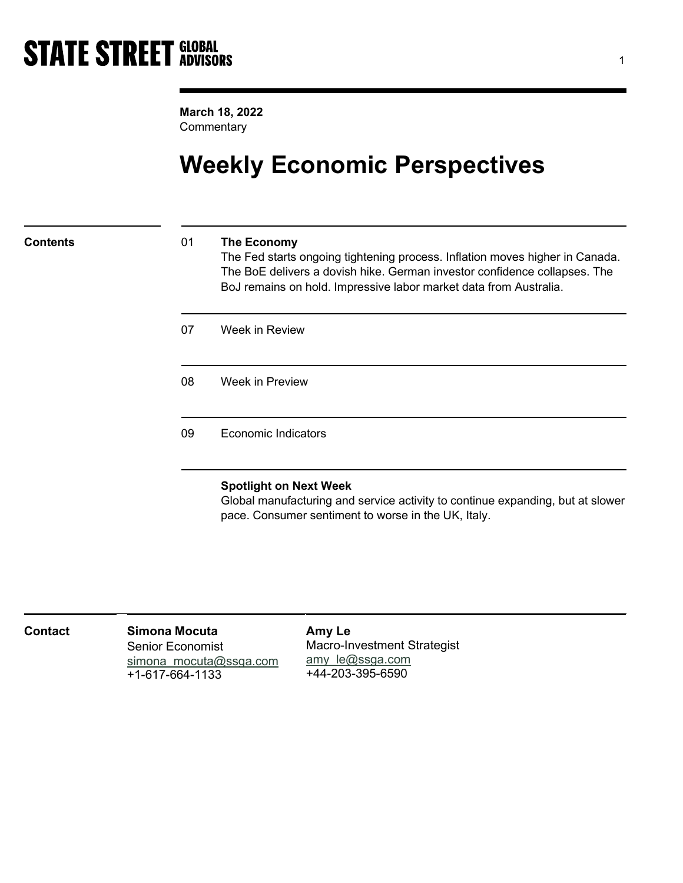STATE STREET GLOBAL ADVISORS

**March 18, 2022**
Commentary

# Weekly Economic Perspectives

## Contents

01 **The Economy**
The Fed starts ongoing tightening process. Inflation moves higher in Canada. The BoE delivers a dovish hike. German investor confidence collapses. The BoJ remains on hold. Impressive labor market data from Australia.

07 Week in Review

08 Week in Preview

09 Economic Indicators

**Spotlight on Next Week**
Global manufacturing and service activity to continue expanding, but at slower pace. Consumer sentiment to worse in the UK, Italy.

## Contact

**Simona Mocuta**
Senior Economist
simona_mocuta@ssga.com
+1-617-664-1133

**Amy Le**
Macro-Investment Strategist
amy_le@ssga.com
+44-203-395-6590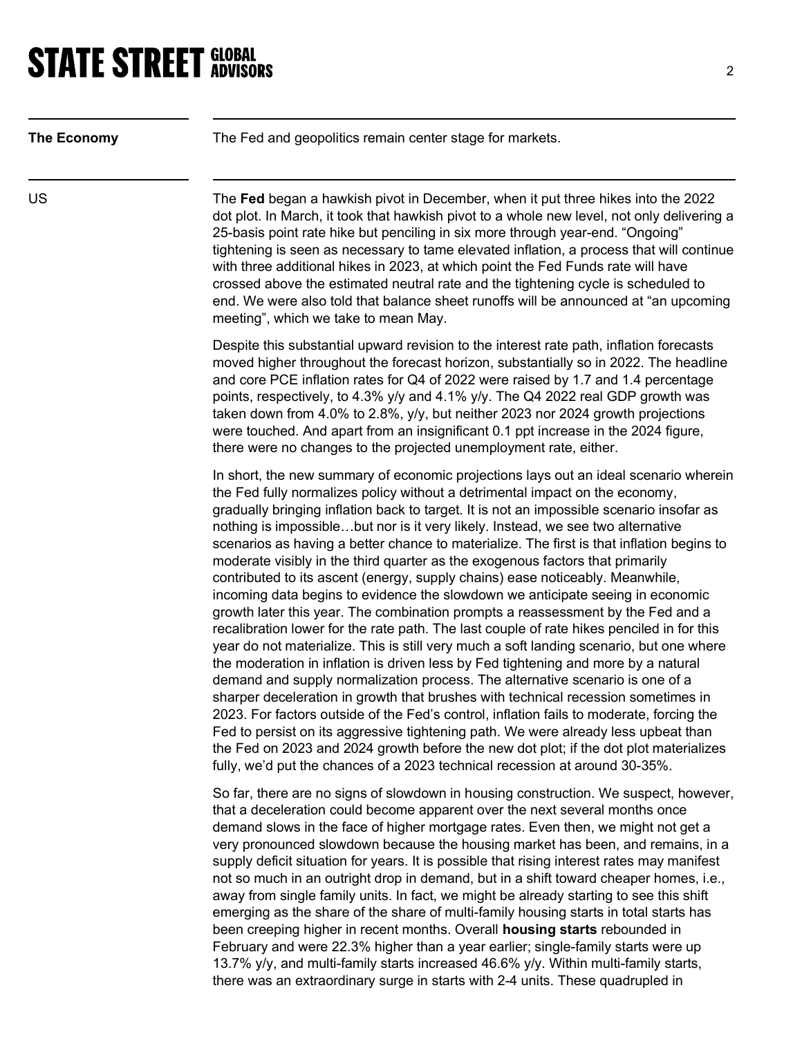**The Economy**

The Fed and geopolitics remain center stage for markets.

**US**

The **Fed** began a hawkish pivot in December, when it put three hikes into the 2022 dot plot. In March, it took that hawkish pivot to a whole new level, not only delivering a 25-basis point rate hike but penciling in six more through year-end. "Ongoing" tightening is seen as necessary to tame elevated inflation, a process that will continue with three additional hikes in 2023, at which point the Fed Funds rate will have crossed above the estimated neutral rate and the tightening cycle is scheduled to end. We were also told that balance sheet runoffs will be announced at "an upcoming meeting", which we take to mean May.

Despite this substantial upward revision to the interest rate path, inflation forecasts moved higher throughout the forecast horizon, substantially so in 2022. The headline and core PCE inflation rates for Q4 of 2022 were raised by 1.7 and 1.4 percentage points, respectively, to 4.3% y/y and 4.1% y/y. The Q4 2022 real GDP growth was taken down from 4.0% to 2.8%, y/y, but neither 2023 nor 2024 growth projections were touched. And apart from an insignificant 0.1 ppt increase in the 2024 figure, there were no changes to the projected unemployment rate, either.

In short, the new summary of economic projections lays out an ideal scenario wherein the Fed fully normalizes policy without a detrimental impact on the economy, gradually bringing inflation back to target. It is not an impossible scenario insofar as nothing is impossible…but nor is it very likely. Instead, we see two alternative scenarios as having a better chance to materialize. The first is that inflation begins to moderate visibly in the third quarter as the exogenous factors that primarily contributed to its ascent (energy, supply chains) ease noticeably. Meanwhile, incoming data begins to evidence the slowdown we anticipate seeing in economic growth later this year. The combination prompts a reassessment by the Fed and a recalibration lower for the rate path. The last couple of rate hikes penciled in for this year do not materialize. This is still very much a soft landing scenario, but one where the moderation in inflation is driven less by Fed tightening and more by a natural demand and supply normalization process. The alternative scenario is one of a sharper deceleration in growth that brushes with technical recession sometimes in 2023. For factors outside of the Fed's control, inflation fails to moderate, forcing the Fed to persist on its aggressive tightening path. We were already less upbeat than the Fed on 2023 and 2024 growth before the new dot plot; if the dot plot materializes fully, we'd put the chances of a 2023 technical recession at around 30-35%.

So far, there are no signs of slowdown in housing construction. We suspect, however, that a deceleration could become apparent over the next several months once demand slows in the face of higher mortgage rates. Even then, we might not get a very pronounced slowdown because the housing market has been, and remains, in a supply deficit situation for years. It is possible that rising interest rates may manifest not so much in an outright drop in demand, but in a shift toward cheaper homes, i.e., away from single family units. In fact, we might be already starting to see this shift emerging as the share of the share of multi-family housing starts in total starts has been creeping higher in recent months. Overall **housing starts** rebounded in February and were 22.3% higher than a year earlier; single-family starts were up 13.7% y/y, and multi-family starts increased 46.6% y/y. Within multi-family starts, there was an extraordinary surge in starts with 2-4 units. These quadrupled in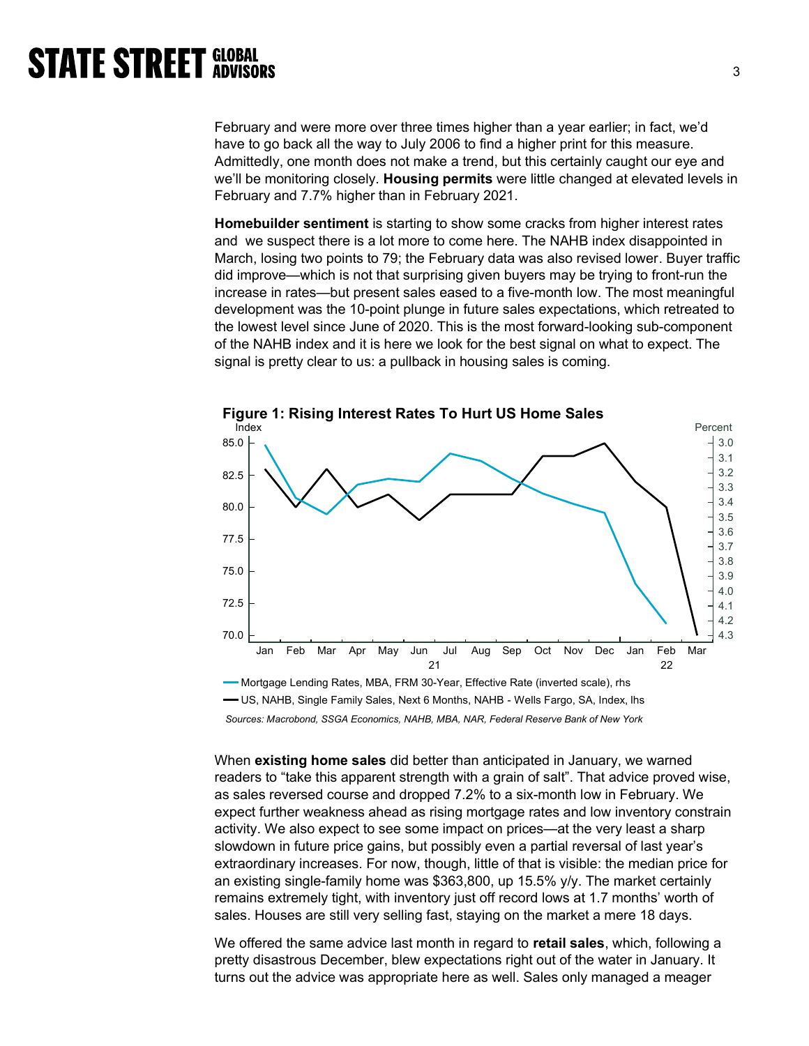February and were more over three times higher than a year earlier; in fact, we'd have to go back all the way to July 2006 to find a higher print for this measure. Admittedly, one month does not make a trend, but this certainly caught our eye and we'll be monitoring closely. **Housing permits** were little changed at elevated levels in February and 7.7% higher than in February 2021.

**Homebuilder sentiment** is starting to show some cracks from higher interest rates and we suspect there is a lot more to come here. The NAHB index disappointed in March, losing two points to 79; the February data was also revised lower. Buyer traffic did improve—which is not that surprising given buyers may be trying to front-run the increase in rates—but present sales eased to a five-month low. The most meaningful development was the 10-point plunge in future sales expectations, which retreated to the lowest level since June of 2020. This is the most forward-looking sub-component of the NAHB index and it is here we look for the best signal on what to expect. The signal is pretty clear to us: a pullback in housing sales is coming.

**Figure 1: Rising Interest Rates To Hurt US Home Sales**

— Mortgage Lending Rates, MBA, FRM 30-Year, Effective Rate (inverted scale), rhs

— US, NAHB, Single Family Sales, Next 6 Months, NAHB - Wells Fargo, SA, Index, lhs

*Sources: Macrobond, SSGA Economics, NAHB, MBA, NAR, Federal Reserve Bank of New York*

When **existing home sales** did better than anticipated in January, we warned readers to "take this apparent strength with a grain of salt". That advice proved wise, as sales reversed course and dropped 7.2% to a six-month low in February. We expect further weakness ahead as rising mortgage rates and low inventory constrain activity. We also expect to see some impact on prices—at the very least a sharp slowdown in future price gains, but possibly even a partial reversal of last year's extraordinary increases. For now, though, little of that is visible: the median price for an existing single-family home was $363,800, up 15.5% y/y. The market certainly remains extremely tight, with inventory just off record lows at 1.7 months' worth of sales. Houses are still very selling fast, staying on the market a mere 18 days.

We offered the same advice last month in regard to **retail sales**, which, following a pretty disastrous December, blew expectations right out of the water in January. It turns out the advice was appropriate here as well. Sales only managed a meager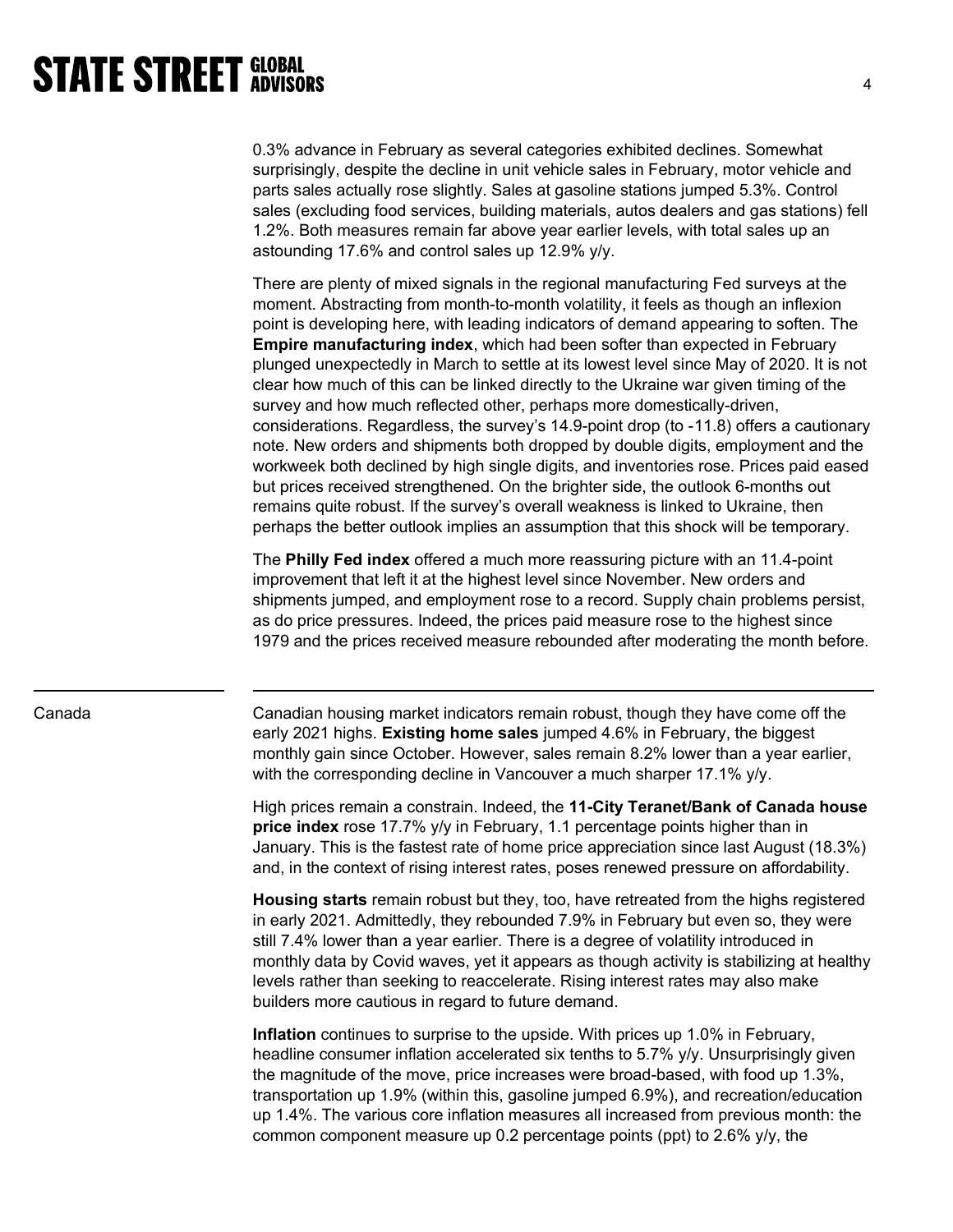0.3% advance in February as several categories exhibited declines. Somewhat surprisingly, despite the decline in unit vehicle sales in February, motor vehicle and parts sales actually rose slightly. Sales at gasoline stations jumped 5.3%. Control sales (excluding food services, building materials, autos dealers and gas stations) fell 1.2%. Both measures remain far above year earlier levels, with total sales up an astounding 17.6% and control sales up 12.9% y/y.

There are plenty of mixed signals in the regional manufacturing Fed surveys at the moment. Abstracting from month-to-month volatility, it feels as though an inflexion point is developing here, with leading indicators of demand appearing to soften. The **Empire manufacturing index**, which had been softer than expected in February plunged unexpectedly in March to settle at its lowest level since May of 2020. It is not clear how much of this can be linked directly to the Ukraine war given timing of the survey and how much reflected other, perhaps more domestically-driven, considerations. Regardless, the survey's 14.9-point drop (to -11.8) offers a cautionary note. New orders and shipments both dropped by double digits, employment and the workweek both declined by high single digits, and inventories rose. Prices paid eased but prices received strengthened. On the brighter side, the outlook 6-months out remains quite robust. If the survey's overall weakness is linked to Ukraine, then perhaps the better outlook implies an assumption that this shock will be temporary.

The **Philly Fed index** offered a much more reassuring picture with an 11.4-point improvement that left it at the highest level since November. New orders and shipments jumped, and employment rose to a record. Supply chain problems persist, as do price pressures. Indeed, the prices paid measure rose to the highest since 1979 and the prices received measure rebounded after moderating the month before.

---

## Canada

Canadian housing market indicators remain robust, though they have come off the early 2021 highs. **Existing home sales** jumped 4.6% in February, the biggest monthly gain since October. However, sales remain 8.2% lower than a year earlier, with the corresponding decline in Vancouver a much sharper 17.1% y/y.

High prices remain a constrain. Indeed, the **11-City Teranet/Bank of Canada house price index** rose 17.7% y/y in February, 1.1 percentage points higher than in January. This is the fastest rate of home price appreciation since last August (18.3%) and, in the context of rising interest rates, poses renewed pressure on affordability.

**Housing starts** remain robust but they, too, have retreated from the highs registered in early 2021. Admittedly, they rebounded 7.9% in February but even so, they were still 7.4% lower than a year earlier. There is a degree of volatility introduced in monthly data by Covid waves, yet it appears as though activity is stabilizing at healthy levels rather than seeking to reaccelerate. Rising interest rates may also make builders more cautious in regard to future demand.

**Inflation** continues to surprise to the upside. With prices up 1.0% in February, headline consumer inflation accelerated six tenths to 5.7% y/y. Unsurprisingly given the magnitude of the move, price increases were broad-based, with food up 1.3%, transportation up 1.9% (within this, gasoline jumped 6.9%), and recreation/education up 1.4%. The various core inflation measures all increased from previous month: the common component measure up 0.2 percentage points (ppt) to 2.6% y/y, the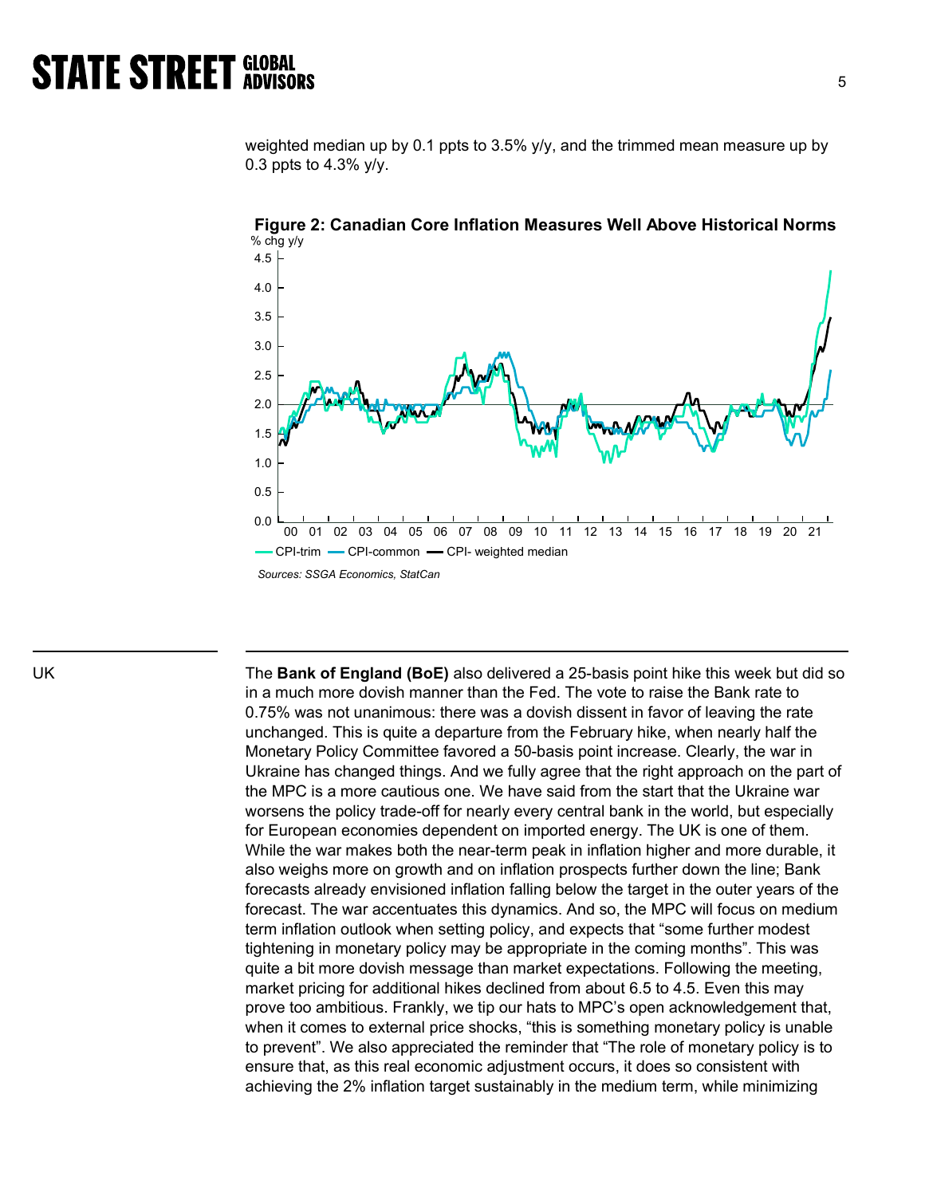weighted median up by 0.1 ppts to 3.5% y/y, and the trimmed mean measure up by 0.3 ppts to 4.3% y/y.

**Figure 2: Canadian Core Inflation Measures Well Above Historical Norms**

*Sources: SSGA Economics, StatCan*

UK

The **Bank of England (BoE)** also delivered a 25-basis point hike this week but did so in a much more dovish manner than the Fed. The vote to raise the Bank rate to 0.75% was not unanimous: there was a dovish dissent in favor of leaving the rate unchanged. This is quite a departure from the February hike, when nearly half the Monetary Policy Committee favored a 50-basis point increase. Clearly, the war in Ukraine has changed things. And we fully agree that the right approach on the part of the MPC is a more cautious one. We have said from the start that the Ukraine war worsens the policy trade-off for nearly every central bank in the world, but especially for European economies dependent on imported energy. The UK is one of them. While the war makes both the near-term peak in inflation higher and more durable, it also weighs more on growth and on inflation prospects further down the line; Bank forecasts already envisioned inflation falling below the target in the outer years of the forecast. The war accentuates this dynamics. And so, the MPC will focus on medium term inflation outlook when setting policy, and expects that "some further modest tightening in monetary policy may be appropriate in the coming months". This was quite a bit more dovish message than market expectations. Following the meeting, market pricing for additional hikes declined from about 6.5 to 4.5. Even this may prove too ambitious. Frankly, we tip our hats to MPC's open acknowledgement that, when it comes to external price shocks, "this is something monetary policy is unable to prevent". We also appreciated the reminder that "The role of monetary policy is to ensure that, as this real economic adjustment occurs, it does so consistent with achieving the 2% inflation target sustainably in the medium term, while minimizing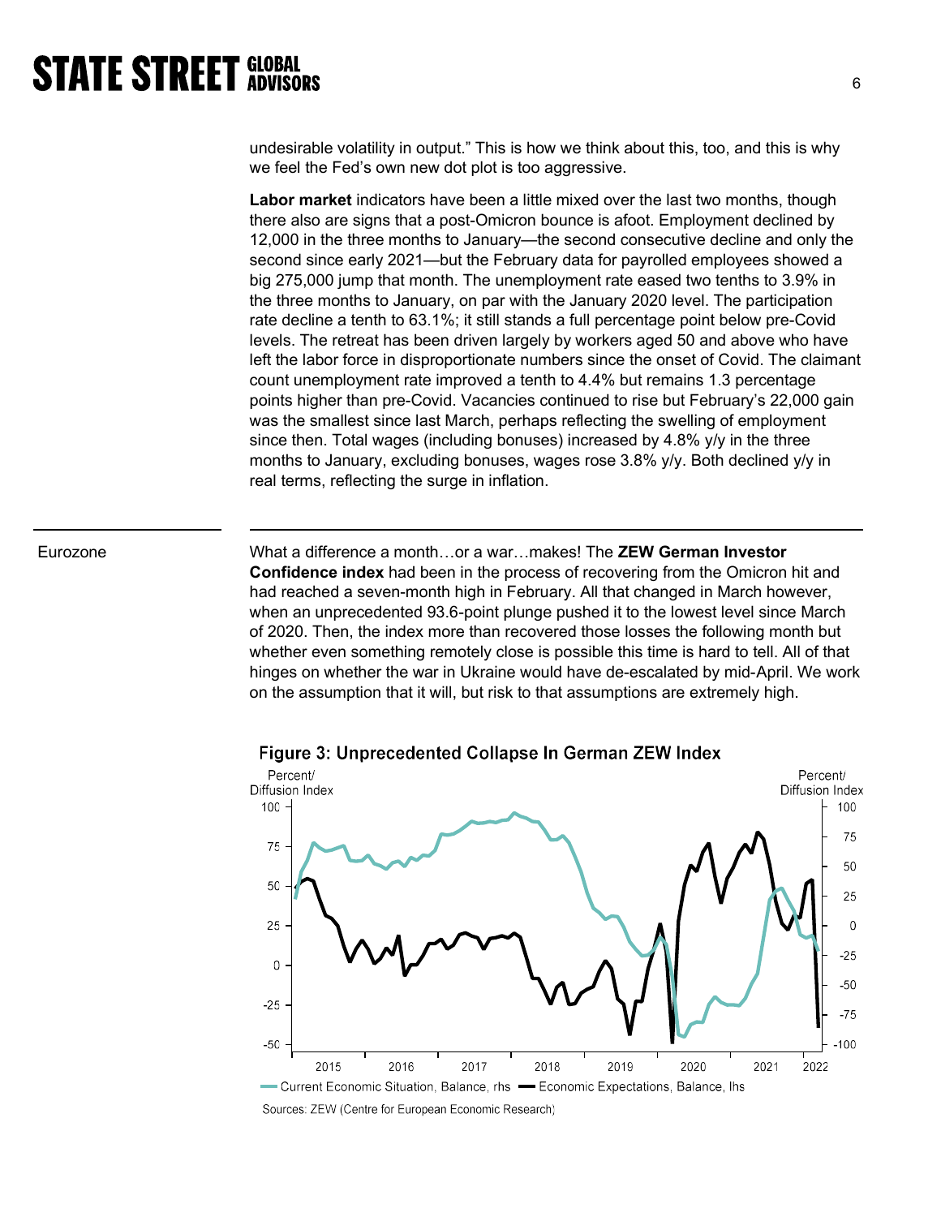undesirable volatility in output." This is how we think about this, too, and this is why we feel the Fed's own new dot plot is too aggressive.

**Labor market** indicators have been a little mixed over the last two months, though there also are signs that a post-Omicron bounce is afoot. Employment declined by 12,000 in the three months to January—the second consecutive decline and only the second since early 2021—but the February data for payrolled employees showed a big 275,000 jump that month. The unemployment rate eased two tenths to 3.9% in the three months to January, on par with the January 2020 level. The participation rate decline a tenth to 63.1%; it still stands a full percentage point below pre-Covid levels. The retreat has been driven largely by workers aged 50 and above who have left the labor force in disproportionate numbers since the onset of Covid. The claimant count unemployment rate improved a tenth to 4.4% but remains 1.3 percentage points higher than pre-Covid. Vacancies continued to rise but February's 22,000 gain was the smallest since last March, perhaps reflecting the swelling of employment since then. Total wages (including bonuses) increased by 4.8% y/y in the three months to January, excluding bonuses, wages rose 3.8% y/y. Both declined y/y in real terms, reflecting the surge in inflation.

## Eurozone

What a difference a month…or a war…makes! The **ZEW German Investor Confidence index** had been in the process of recovering from the Omicron hit and had reached a seven-month high in February. All that changed in March however, when an unprecedented 93.6-point plunge pushed it to the lowest level since March of 2020. Then, the index more than recovered those losses the following month but whether even something remotely close is possible this time is hard to tell. All of that hinges on whether the war in Ukraine would have de-escalated by mid-April. We work on the assumption that it will, but risk to that assumptions are extremely high.

**Figure 3: Unprecedented Collapse In German ZEW Index**

Current Economic Situation, Balance, rhs; Economic Expectations, Balance, lhs

Sources: ZEW (Centre for European Economic Research)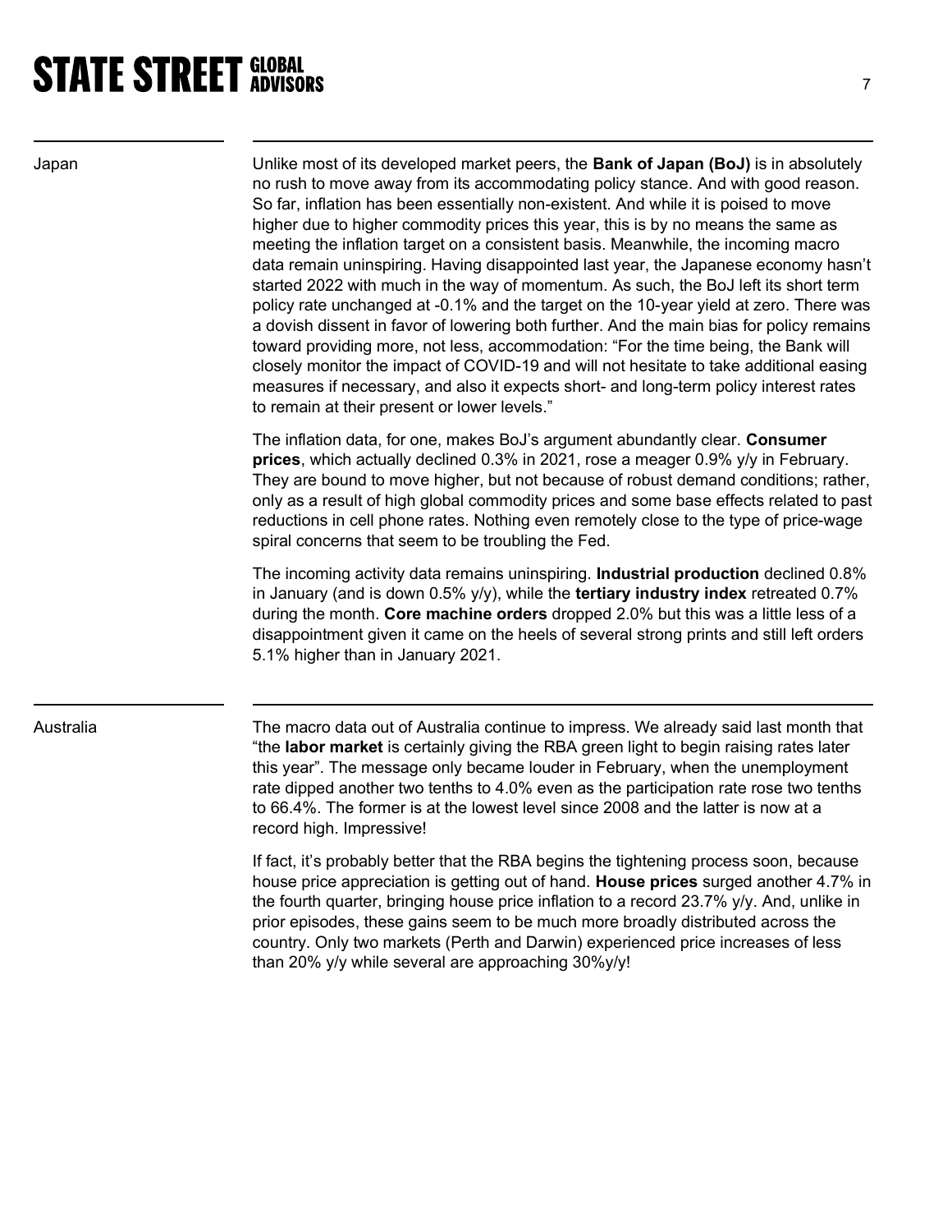## Japan

Unlike most of its developed market peers, the **Bank of Japan (BoJ)** is in absolutely no rush to move away from its accommodating policy stance. And with good reason. So far, inflation has been essentially non-existent. And while it is poised to move higher due to higher commodity prices this year, this is by no means the same as meeting the inflation target on a consistent basis. Meanwhile, the incoming macro data remain uninspiring. Having disappointed last year, the Japanese economy hasn't started 2022 with much in the way of momentum. As such, the BoJ left its short term policy rate unchanged at -0.1% and the target on the 10-year yield at zero. There was a dovish dissent in favor of lowering both further. And the main bias for policy remains toward providing more, not less, accommodation: "For the time being, the Bank will closely monitor the impact of COVID-19 and will not hesitate to take additional easing measures if necessary, and also it expects short- and long-term policy interest rates to remain at their present or lower levels."

The inflation data, for one, makes BoJ's argument abundantly clear. **Consumer prices**, which actually declined 0.3% in 2021, rose a meager 0.9% y/y in February. They are bound to move higher, but not because of robust demand conditions; rather, only as a result of high global commodity prices and some base effects related to past reductions in cell phone rates. Nothing even remotely close to the type of price-wage spiral concerns that seem to be troubling the Fed.

The incoming activity data remains uninspiring. **Industrial production** declined 0.8% in January (and is down 0.5% y/y), while the **tertiary industry index** retreated 0.7% during the month. **Core machine orders** dropped 2.0% but this was a little less of a disappointment given it came on the heels of several strong prints and still left orders 5.1% higher than in January 2021.

## Australia

The macro data out of Australia continue to impress. We already said last month that "the **labor market** is certainly giving the RBA green light to begin raising rates later this year". The message only became louder in February, when the unemployment rate dipped another two tenths to 4.0% even as the participation rate rose two tenths to 66.4%. The former is at the lowest level since 2008 and the latter is now at a record high. Impressive!

If fact, it's probably better that the RBA begins the tightening process soon, because house price appreciation is getting out of hand. **House prices** surged another 4.7% in the fourth quarter, bringing house price inflation to a record 23.7% y/y. And, unlike in prior episodes, these gains seem to be much more broadly distributed across the country. Only two markets (Perth and Darwin) experienced price increases of less than 20% y/y while several are approaching 30%y/y!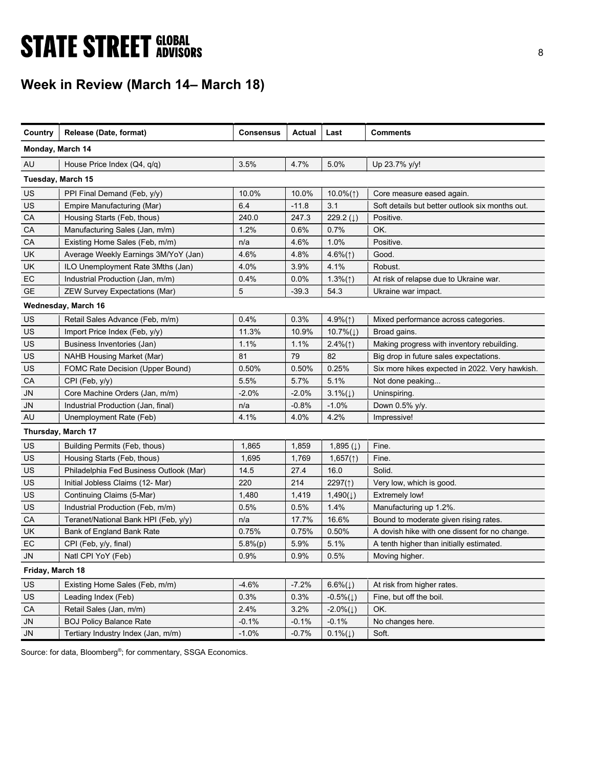## Week in Review (March 14– March 18)

| Country | Release (Date, format) | Consensus | Actual | Last | Comments |
|---|---|---|---|---|---|
| **Monday, March 14** | | | | | |
| AU | House Price Index (Q4, q/q) | 3.5% | 4.7% | 5.0% | Up 23.7% y/y! |
| **Tuesday, March 15** | | | | | |
| US | PPI Final Demand (Feb, y/y) | 10.0% | 10.0% | 10.0%(↑) | Core measure eased again. |
| US | Empire Manufacturing (Mar) | 6.4 | -11.8 | 3.1 | Soft details but better outlook six months out. |
| CA | Housing Starts (Feb, thous) | 240.0 | 247.3 | 229.2 (↓) | Positive. |
| CA | Manufacturing Sales (Jan, m/m) | 1.2% | 0.6% | 0.7% | OK. |
| CA | Existing Home Sales (Feb, m/m) | n/a | 4.6% | 1.0% | Positive. |
| UK | Average Weekly Earnings 3M/YoY (Jan) | 4.6% | 4.8% | 4.6%(↑) | Good. |
| UK | ILO Unemployment Rate 3Mths (Jan) | 4.0% | 3.9% | 4.1% | Robust. |
| EC | Industrial Production (Jan, m/m) | 0.4% | 0.0% | 1.3%(↑) | At risk of relapse due to Ukraine war. |
| GE | ZEW Survey Expectations (Mar) | 5 | -39.3 | 54.3 | Ukraine war impact. |
| **Wednesday, March 16** | | | | | |
| US | Retail Sales Advance (Feb, m/m) | 0.4% | 0.3% | 4.9%(↑) | Mixed performance across categories. |
| US | Import Price Index (Feb, y/y) | 11.3% | 10.9% | 10.7%(↓) | Broad gains. |
| US | Business Inventories (Jan) | 1.1% | 1.1% | 2.4%(↑) | Making progress with inventory rebuilding. |
| US | NAHB Housing Market (Mar) | 81 | 79 | 82 | Big drop in future sales expectations. |
| US | FOMC Rate Decision (Upper Bound) | 0.50% | 0.50% | 0.25% | Six more hikes expected in 2022. Very hawkish. |
| CA | CPI (Feb, y/y) | 5.5% | 5.7% | 5.1% | Not done peaking... |
| JN | Core Machine Orders (Jan, m/m) | -2.0% | -2.0% | 3.1%(↓) | Uninspiring. |
| JN | Industrial Production (Jan, final) | n/a | -0.8% | -1.0% | Down 0.5% y/y. |
| AU | Unemployment Rate (Feb) | 4.1% | 4.0% | 4.2% | Impressive! |
| **Thursday, March 17** | | | | | |
| US | Building Permits (Feb, thous) | 1,865 | 1,859 | 1,895 (↓) | Fine. |
| US | Housing Starts (Feb, thous) | 1,695 | 1,769 | 1,657(↑) | Fine. |
| US | Philadelphia Fed Business Outlook (Mar) | 14.5 | 27.4 | 16.0 | Solid. |
| US | Initial Jobless Claims (12- Mar) | 220 | 214 | 2297(↑) | Very low, which is good. |
| US | Continuing Claims (5-Mar) | 1,480 | 1,419 | 1,490(↓) | Extremely low! |
| US | Industrial Production (Feb, m/m) | 0.5% | 0.5% | 1.4% | Manufacturing up 1.2%. |
| CA | Teranet/National Bank HPI (Feb, y/y) | n/a | 17.7% | 16.6% | Bound to moderate given rising rates. |
| UK | Bank of England Bank Rate | 0.75% | 0.75% | 0.50% | A dovish hike with one dissent for no change. |
| EC | CPI (Feb, y/y, final) | 5.8%(p) | 5.9% | 5.1% | A tenth higher than initially estimated. |
| JN | Natl CPI YoY (Feb) | 0.9% | 0.9% | 0.5% | Moving higher. |
| **Friday, March 18** | | | | | |
| US | Existing Home Sales (Feb, m/m) | -4.6% | -7.2% | 6.6%(↓) | At risk from higher rates. |
| US | Leading Index (Feb) | 0.3% | 0.3% | -0.5%(↓) | Fine, but off the boil. |
| CA | Retail Sales (Jan, m/m) | 2.4% | 3.2% | -2.0%(↓) | OK. |
| JN | BOJ Policy Balance Rate | -0.1% | -0.1% | -0.1% | No changes here. |
| JN | Tertiary Industry Index (Jan, m/m) | -1.0% | -0.7% | 0.1%(↓) | Soft. |

Source: for data, Bloomberg®; for commentary, SSGA Economics.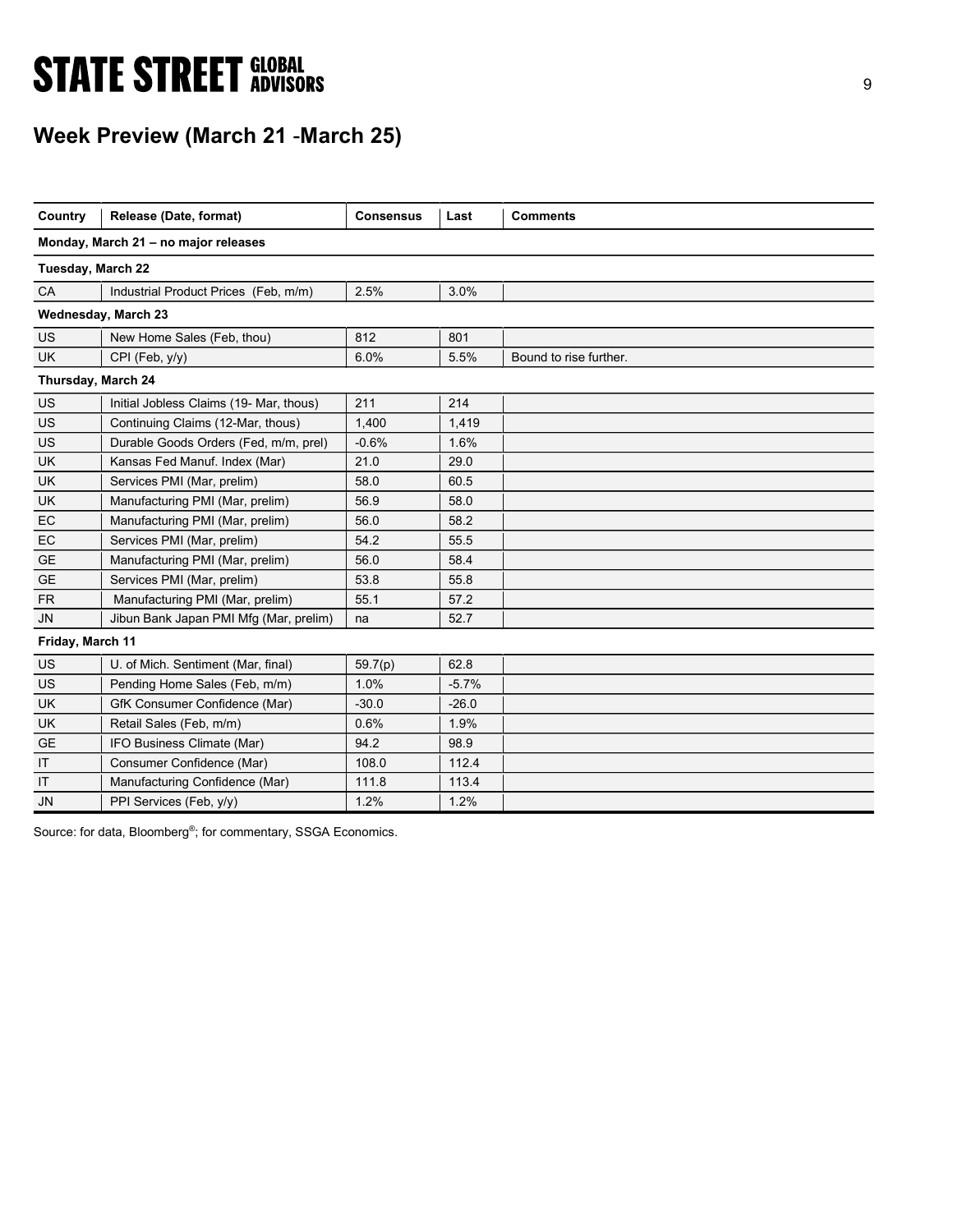## Week Preview (March 21 -March 25)

| Country | Release (Date, format) | Consensus | Last | Comments |
|---|---|---|---|---|
| **Monday, March 21 – no major releases** | | | | |
| **Tuesday, March 22** | | | | |
| CA | Industrial Product Prices (Feb, m/m) | 2.5% | 3.0% | |
| **Wednesday, March 23** | | | | |
| US | New Home Sales (Feb, thou) | 812 | 801 | |
| UK | CPI (Feb, y/y) | 6.0% | 5.5% | Bound to rise further. |
| **Thursday, March 24** | | | | |
| US | Initial Jobless Claims (19- Mar, thous) | 211 | 214 | |
| US | Continuing Claims (12-Mar, thous) | 1,400 | 1,419 | |
| US | Durable Goods Orders (Fed, m/m, prel) | -0.6% | 1.6% | |
| UK | Kansas Fed Manuf. Index (Mar) | 21.0 | 29.0 | |
| UK | Services PMI (Mar, prelim) | 58.0 | 60.5 | |
| UK | Manufacturing PMI (Mar, prelim) | 56.9 | 58.0 | |
| EC | Manufacturing PMI (Mar, prelim) | 56.0 | 58.2 | |
| EC | Services PMI (Mar, prelim) | 54.2 | 55.5 | |
| GE | Manufacturing PMI (Mar, prelim) | 56.0 | 58.4 | |
| GE | Services PMI (Mar, prelim) | 53.8 | 55.8 | |
| FR | Manufacturing PMI (Mar, prelim) | 55.1 | 57.2 | |
| JN | Jibun Bank Japan PMI Mfg (Mar, prelim) | na | 52.7 | |
| **Friday, March 11** | | | | |
| US | U. of Mich. Sentiment (Mar, final) | 59.7(p) | 62.8 | |
| US | Pending Home Sales (Feb, m/m) | 1.0% | -5.7% | |
| UK | GfK Consumer Confidence (Mar) | -30.0 | -26.0 | |
| UK | Retail Sales (Feb, m/m) | 0.6% | 1.9% | |
| GE | IFO Business Climate (Mar) | 94.2 | 98.9 | |
| IT | Consumer Confidence (Mar) | 108.0 | 112.4 | |
| IT | Manufacturing Confidence (Mar) | 111.8 | 113.4 | |
| JN | PPI Services (Feb, y/y) | 1.2% | 1.2% | |

Source: for data, Bloomberg®; for commentary, SSGA Economics.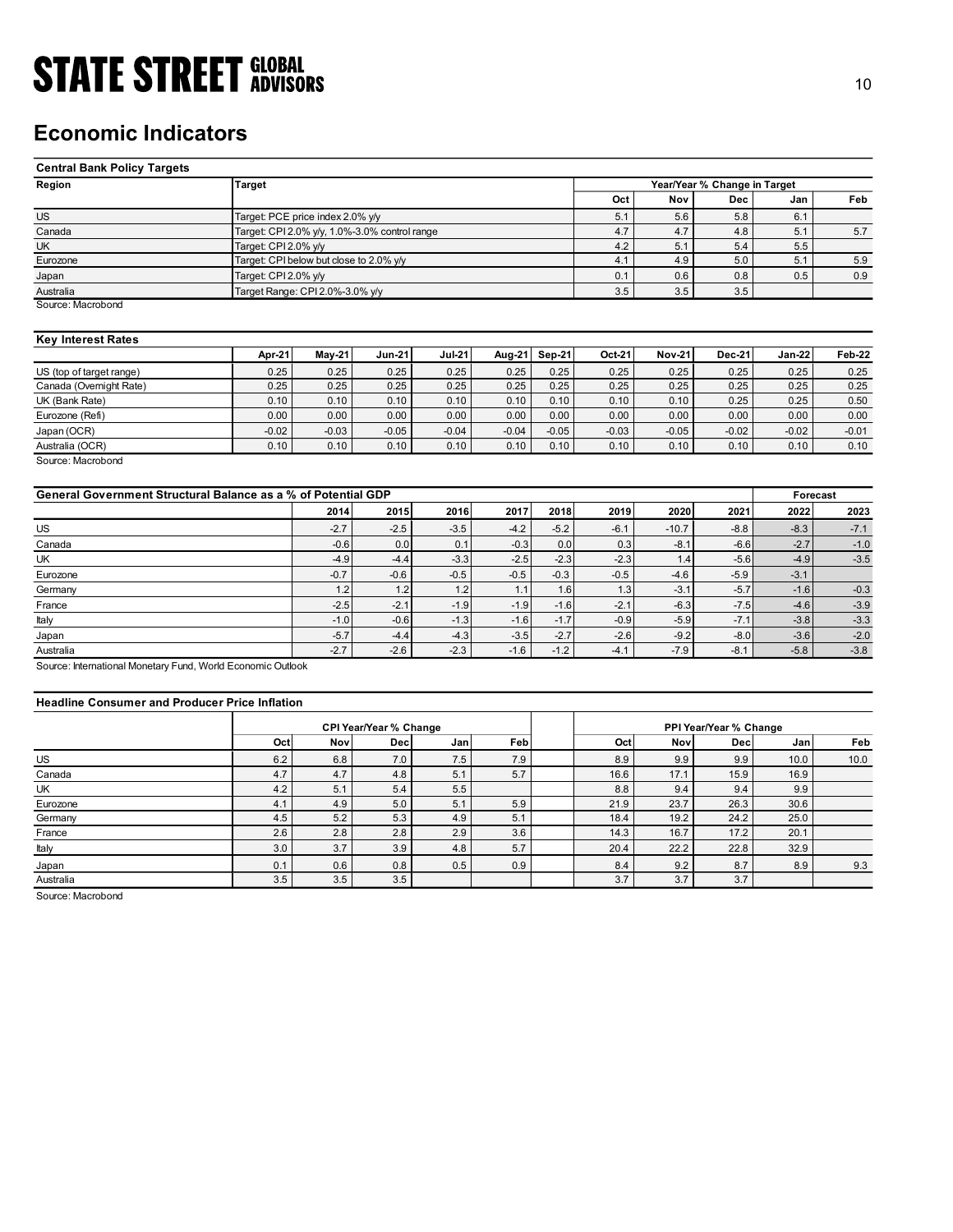# Economic Indicators

**Central Bank Policy Targets**

| Region | Target | Year/Year % Change in Target | | | | |
|---|---|---|---|---|---|---|
| | | Oct | Nov | Dec | Jan | Feb |
| US | Target: PCE price index 2.0% y/y | 5.1 | 5.6 | 5.8 | 6.1 | |
| Canada | Target: CPI 2.0% y/y, 1.0%-3.0% control range | 4.7 | 4.7 | 4.8 | 5.1 | 5.7 |
| UK | Target: CPI 2.0% y/y | 4.2 | 5.1 | 5.4 | 5.5 | |
| Eurozone | Target: CPI below but close to 2.0% y/y | 4.1 | 4.9 | 5.0 | 5.1 | 5.9 |
| Japan | Target: CPI 2.0% y/y | 0.1 | 0.6 | 0.8 | 0.5 | 0.9 |
| Australia | Target Range: CPI 2.0%-3.0% y/y | 3.5 | 3.5 | 3.5 | | |

Source: Macrobond

**Key Interest Rates**

| | Apr-21 | May-21 | Jun-21 | Jul-21 | Aug-21 | Sep-21 | Oct-21 | Nov-21 | Dec-21 | Jan-22 | Feb-22 |
|---|---|---|---|---|---|---|---|---|---|---|---|
| US (top of target range) | 0.25 | 0.25 | 0.25 | 0.25 | 0.25 | 0.25 | 0.25 | 0.25 | 0.25 | 0.25 | 0.25 |
| Canada (Overnight Rate) | 0.25 | 0.25 | 0.25 | 0.25 | 0.25 | 0.25 | 0.25 | 0.25 | 0.25 | 0.25 | 0.25 |
| UK (Bank Rate) | 0.10 | 0.10 | 0.10 | 0.10 | 0.10 | 0.10 | 0.10 | 0.10 | 0.25 | 0.25 | 0.50 |
| Eurozone (Refi) | 0.00 | 0.00 | 0.00 | 0.00 | 0.00 | 0.00 | 0.00 | 0.00 | 0.00 | 0.00 | 0.00 |
| Japan (OCR) | -0.02 | -0.03 | -0.05 | -0.04 | -0.04 | -0.05 | -0.03 | -0.05 | -0.02 | -0.02 | -0.01 |
| Australia (OCR) | 0.10 | 0.10 | 0.10 | 0.10 | 0.10 | 0.10 | 0.10 | 0.10 | 0.10 | 0.10 | 0.10 |

Source: Macrobond

**General Government Structural Balance as a % of Potential GDP**

| | 2014 | 2015 | 2016 | 2017 | 2018 | 2019 | 2020 | 2021 | Forecast 2022 | Forecast 2023 |
|---|---|---|---|---|---|---|---|---|---|---|
| US | -2.7 | -2.5 | -3.5 | -4.2 | -5.2 | -6.1 | -10.7 | -8.8 | -8.3 | -7.1 |
| Canada | -0.6 | 0.0 | 0.1 | -0.3 | 0.0 | 0.3 | -8.1 | -6.6 | -2.7 | -1.0 |
| UK | -4.9 | -4.4 | -3.3 | -2.5 | -2.3 | -2.3 | 1.4 | -5.6 | -4.9 | -3.5 |
| Eurozone | -0.7 | -0.6 | -0.5 | -0.5 | -0.3 | -0.5 | -4.6 | -5.9 | -3.1 | |
| Germany | 1.2 | 1.2 | 1.2 | 1.1 | 1.6 | 1.3 | -3.1 | -5.7 | -1.6 | -0.3 |
| France | -2.5 | -2.1 | -1.9 | -1.9 | -1.6 | -2.1 | -6.3 | -7.5 | -4.6 | -3.9 |
| Italy | -1.0 | -0.6 | -1.3 | -1.6 | -1.7 | -0.9 | -5.9 | -7.1 | -3.8 | -3.3 |
| Japan | -5.7 | -4.4 | -4.3 | -3.5 | -2.7 | -2.6 | -9.2 | -8.0 | -3.6 | -2.0 |
| Australia | -2.7 | -2.6 | -2.3 | -1.6 | -1.2 | -4.1 | -7.9 | -8.1 | -5.8 | -3.8 |

Source: International Monetary Fund, World Economic Outlook

**Headline Consumer and Producer Price Inflation**

| | CPI Year/Year % Change | | | | | PPI Year/Year % Change | | | | |
|---|---|---|---|---|---|---|---|---|---|---|
| | Oct | Nov | Dec | Jan | Feb | Oct | Nov | Dec | Jan | Feb |
| US | 6.2 | 6.8 | 7.0 | 7.5 | 7.9 | 8.9 | 9.9 | 9.9 | 10.0 | 10.0 |
| Canada | 4.7 | 4.7 | 4.8 | 5.1 | 5.7 | 16.6 | 17.1 | 15.9 | 16.9 | |
| UK | 4.2 | 5.1 | 5.4 | 5.5 | | 8.8 | 9.4 | 9.4 | 9.9 | |
| Eurozone | 4.1 | 4.9 | 5.0 | 5.1 | 5.9 | 21.9 | 23.7 | 26.3 | 30.6 | |
| Germany | 4.5 | 5.2 | 5.3 | 4.9 | 5.1 | 18.4 | 19.2 | 24.2 | 25.0 | |
| France | 2.6 | 2.8 | 2.8 | 2.9 | 3.6 | 14.3 | 16.7 | 17.2 | 20.1 | |
| Italy | 3.0 | 3.7 | 3.9 | 4.8 | 5.7 | 20.4 | 22.2 | 22.8 | 32.9 | |
| Japan | 0.1 | 0.6 | 0.8 | 0.5 | 0.9 | 8.4 | 9.2 | 8.7 | 8.9 | 9.3 |
| Australia | 3.5 | 3.5 | 3.5 | | | 3.7 | 3.7 | 3.7 | | |

Source: Macrobond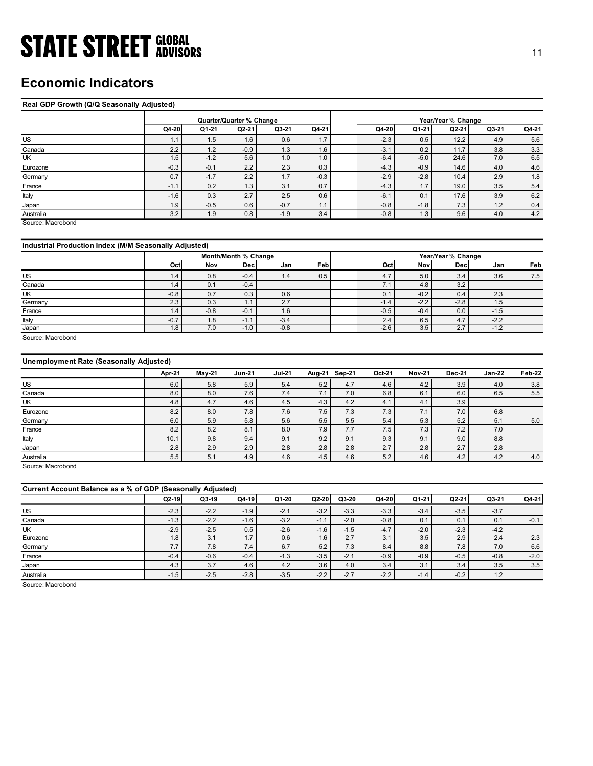# Economic Indicators

**Real GDP Growth (Q/Q Seasonally Adjusted)**

| | Quarter/Quarter % Change | | | | | Year/Year % Change | | | | |
|---|---|---|---|---|---|---|---|---|---|---|
| | Q4-20 | Q1-21 | Q2-21 | Q3-21 | Q4-21 | Q4-20 | Q1-21 | Q2-21 | Q3-21 | Q4-21 |
| US | 1.1 | 1.5 | 1.6 | 0.6 | 1.7 | -2.3 | 0.5 | 12.2 | 4.9 | 5.6 |
| Canada | 2.2 | 1.2 | -0.9 | 1.3 | 1.6 | -3.1 | 0.2 | 11.7 | 3.8 | 3.3 |
| UK | 1.5 | -1.2 | 5.6 | 1.0 | 1.0 | -6.4 | -5.0 | 24.6 | 7.0 | 6.5 |
| Eurozone | -0.3 | -0.1 | 2.2 | 2.3 | 0.3 | -4.3 | -0.9 | 14.6 | 4.0 | 4.6 |
| Germany | 0.7 | -1.7 | 2.2 | 1.7 | -0.3 | -2.9 | -2.8 | 10.4 | 2.9 | 1.8 |
| France | -1.1 | 0.2 | 1.3 | 3.1 | 0.7 | -4.3 | 1.7 | 19.0 | 3.5 | 5.4 |
| Italy | -1.6 | 0.3 | 2.7 | 2.5 | 0.6 | -6.1 | 0.1 | 17.6 | 3.9 | 6.2 |
| Japan | 1.9 | -0.5 | 0.6 | -0.7 | 1.1 | -0.8 | -1.8 | 7.3 | 1.2 | 0.4 |
| Australia | 3.2 | 1.9 | 0.8 | -1.9 | 3.4 | -0.8 | 1.3 | 9.6 | 4.0 | 4.2 |

Source: Macrobond

**Industrial Production Index (M/M Seasonally Adjusted)**

| | Month/Month % Change | | | | | Year/Year % Change | | | | |
|---|---|---|---|---|---|---|---|---|---|---|
| | Oct | Nov | Dec | Jan | Feb | Oct | Nov | Dec | Jan | Feb |
| US | 1.4 | 0.8 | -0.4 | 1.4 | 0.5 | 4.7 | 5.0 | 3.4 | 3.6 | 7.5 |
| Canada | 1.4 | 0.1 | -0.4 | | | 7.1 | 4.8 | 3.2 | | |
| UK | -0.8 | 0.7 | 0.3 | 0.6 | | 0.1 | -0.2 | 0.4 | 2.3 | |
| Germany | 2.3 | 0.3 | 1.1 | 2.7 | | -1.4 | -2.2 | -2.8 | 1.5 | |
| France | 1.4 | -0.8 | -0.1 | 1.6 | | -0.5 | -0.4 | 0.0 | -1.5 | |
| Italy | -0.7 | 1.8 | -1.1 | -3.4 | | 2.4 | 6.5 | 4.7 | -2.2 | |
| Japan | 1.8 | 7.0 | -1.0 | -0.8 | | -2.6 | 3.5 | 2.7 | -1.2 | |

Source: Macrobond

**Unemployment Rate (Seasonally Adjusted)**

| | Apr-21 | May-21 | Jun-21 | Jul-21 | Aug-21 | Sep-21 | Oct-21 | Nov-21 | Dec-21 | Jan-22 | Feb-22 |
|---|---|---|---|---|---|---|---|---|---|---|---|
| US | 6.0 | 5.8 | 5.9 | 5.4 | 5.2 | 4.7 | 4.6 | 4.2 | 3.9 | 4.0 | 3.8 |
| Canada | 8.0 | 8.0 | 7.6 | 7.4 | 7.1 | 7.0 | 6.8 | 6.1 | 6.0 | 6.5 | 5.5 |
| UK | 4.8 | 4.7 | 4.6 | 4.5 | 4.3 | 4.2 | 4.1 | 4.1 | 3.9 | | |
| Eurozone | 8.2 | 8.0 | 7.8 | 7.6 | 7.5 | 7.3 | 7.3 | 7.1 | 7.0 | 6.8 | |
| Germany | 6.0 | 5.9 | 5.8 | 5.6 | 5.5 | 5.5 | 5.4 | 5.3 | 5.2 | 5.1 | 5.0 |
| France | 8.2 | 8.2 | 8.1 | 8.0 | 7.9 | 7.7 | 7.5 | 7.3 | 7.2 | 7.0 | |
| Italy | 10.1 | 9.8 | 9.4 | 9.1 | 9.2 | 9.1 | 9.3 | 9.1 | 9.0 | 8.8 | |
| Japan | 2.8 | 2.9 | 2.9 | 2.8 | 2.8 | 2.8 | 2.7 | 2.8 | 2.7 | 2.8 | |
| Australia | 5.5 | 5.1 | 4.9 | 4.6 | 4.5 | 4.6 | 5.2 | 4.6 | 4.2 | 4.2 | 4.0 |

Source: Macrobond

**Current Account Balance as a % of GDP (Seasonally Adjusted)**

| | Q2-19 | Q3-19 | Q4-19 | Q1-20 | Q2-20 | Q3-20 | Q4-20 | Q1-21 | Q2-21 | Q3-21 | Q4-21 |
|---|---|---|---|---|---|---|---|---|---|---|---|
| US | -2.3 | -2.2 | -1.9 | -2.1 | -3.2 | -3.3 | -3.3 | -3.4 | -3.5 | -3.7 | |
| Canada | -1.3 | -2.2 | -1.6 | -3.2 | -1.1 | -2.0 | -0.8 | 0.1 | 0.1 | 0.1 | -0.1 |
| UK | -2.9 | -2.5 | 0.5 | -2.6 | -1.6 | -1.5 | -4.7 | -2.0 | -2.3 | -4.2 | |
| Eurozone | 1.8 | 3.1 | 1.7 | 0.6 | 1.6 | 2.7 | 3.1 | 3.5 | 2.9 | 2.4 | 2.3 |
| Germany | 7.7 | 7.8 | 7.4 | 6.7 | 5.2 | 7.3 | 8.4 | 8.8 | 7.8 | 7.0 | 6.6 |
| France | -0.4 | -0.6 | -0.4 | -1.3 | -3.5 | -2.1 | -0.9 | -0.9 | -0.5 | -0.8 | -2.0 |
| Japan | 4.3 | 3.7 | 4.6 | 4.2 | 3.6 | 4.0 | 3.4 | 3.1 | 3.4 | 3.5 | 3.5 |
| Australia | -1.5 | -2.5 | -2.8 | -3.5 | -2.2 | -2.7 | -2.2 | -1.4 | -0.2 | 1.2 | |

Source: Macrobond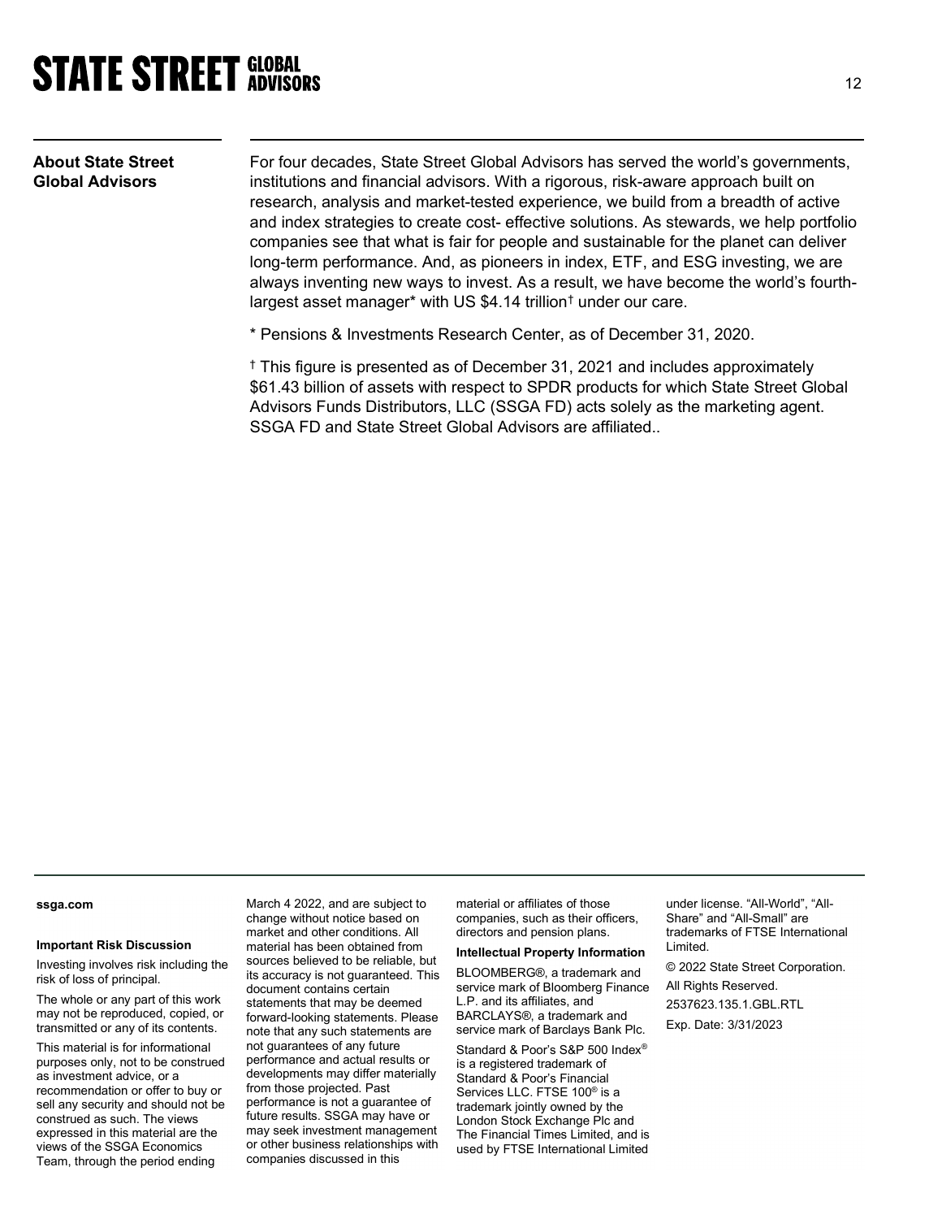## About State Street Global Advisors

For four decades, State Street Global Advisors has served the world's governments, institutions and financial advisors. With a rigorous, risk-aware approach built on research, analysis and market-tested experience, we build from a breadth of active and index strategies to create cost- effective solutions. As stewards, we help portfolio companies see that what is fair for people and sustainable for the planet can deliver long-term performance. And, as pioneers in index, ETF, and ESG investing, we are always inventing new ways to invest. As a result, we have become the world's fourth-largest asset manager* with US $4.14 trillion† under our care.

* Pensions & Investments Research Center, as of December 31, 2020.

† This figure is presented as of December 31, 2021 and includes approximately $61.43 billion of assets with respect to SPDR products for which State Street Global Advisors Funds Distributors, LLC (SSGA FD) acts solely as the marketing agent. SSGA FD and State Street Global Advisors are affiliated..

**ssga.com**

**Important Risk Discussion**

Investing involves risk including the risk of loss of principal.

The whole or any part of this work may not be reproduced, copied, or transmitted or any of its contents.

This material is for informational purposes only, not to be construed as investment advice, or a recommendation or offer to buy or sell any security and should not be construed as such. The views expressed in this material are the views of the SSGA Economics Team, through the period ending March 4 2022, and are subject to change without notice based on market and other conditions. All material has been obtained from sources believed to be reliable, but its accuracy is not guaranteed. This document contains certain statements that may be deemed forward-looking statements. Please note that any such statements are not guarantees of any future performance and actual results or developments may differ materially from those projected. Past performance is not a guarantee of future results. SSGA may have or may seek investment management or other business relationships with companies discussed in this material or affiliates of those companies, such as their officers, directors and pension plans.

**Intellectual Property Information**

BLOOMBERG®, a trademark and service mark of Bloomberg Finance L.P. and its affiliates, and BARCLAYS®, a trademark and service mark of Barclays Bank Plc.

Standard & Poor's S&P 500 Index® is a registered trademark of Standard & Poor's Financial Services LLC. FTSE 100® is a trademark jointly owned by the London Stock Exchange Plc and The Financial Times Limited, and is used by FTSE International Limited under license. "All-World", "All-Share" and "All-Small" are trademarks of FTSE International Limited.

© 2022 State Street Corporation.
All Rights Reserved.
2537623.135.1.GBL.RTL
Exp. Date: 3/31/2023